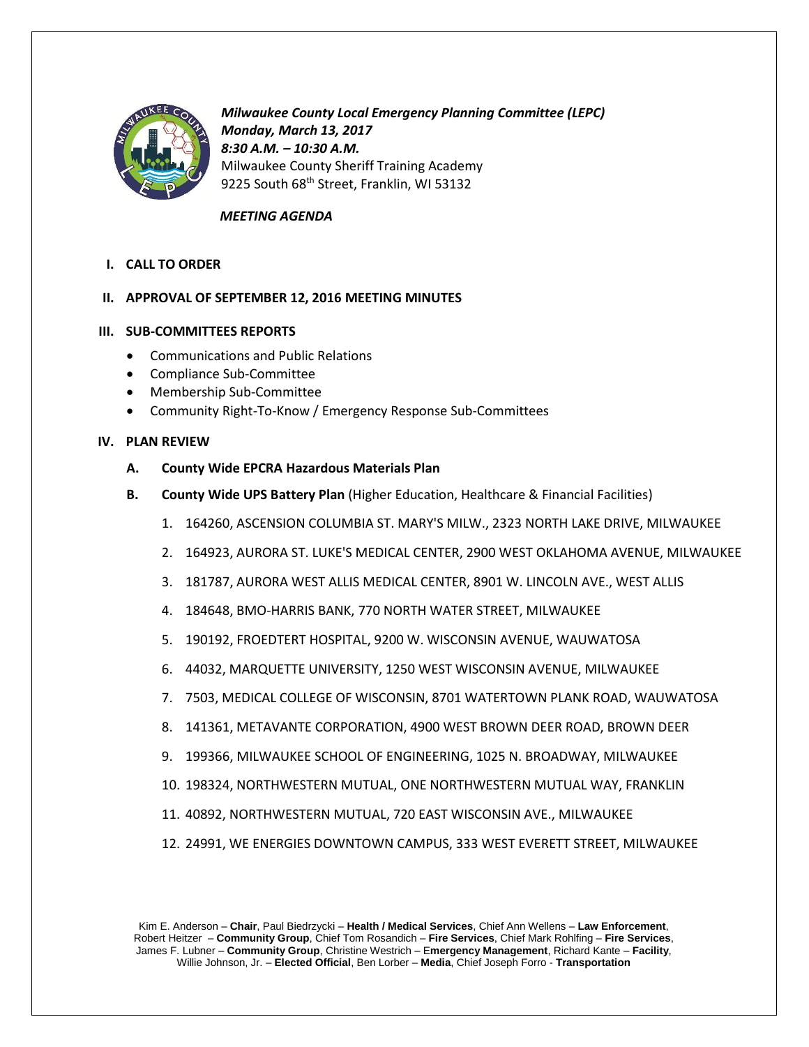***Milwaukee County Local Emergency Planning Committee (LEPC)***
***Monday, March 13, 2017***
***8:30 A.M. – 10:30 A.M.***
Milwaukee County Sheriff Training Academy
9225 South 68th Street, Franklin, WI 53132

***MEETING AGENDA***

**I. CALL TO ORDER**

**II. APPROVAL OF SEPTEMBER 12, 2016 MEETING MINUTES**

**III. SUB-COMMITTEES REPORTS**

- Communications and Public Relations
- Compliance Sub-Committee
- Membership Sub-Committee
- Community Right-To-Know / Emergency Response Sub-Committees

**IV. PLAN REVIEW**

**A. County Wide EPCRA Hazardous Materials Plan**

**B. County Wide UPS Battery Plan** (Higher Education, Healthcare & Financial Facilities)

1. 164260, ASCENSION COLUMBIA ST. MARY'S MILW., 2323 NORTH LAKE DRIVE, MILWAUKEE
2. 164923, AURORA ST. LUKE'S MEDICAL CENTER, 2900 WEST OKLAHOMA AVENUE, MILWAUKEE
3. 181787, AURORA WEST ALLIS MEDICAL CENTER, 8901 W. LINCOLN AVE., WEST ALLIS
4. 184648, BMO-HARRIS BANK, 770 NORTH WATER STREET, MILWAUKEE
5. 190192, FROEDTERT HOSPITAL, 9200 W. WISCONSIN AVENUE, WAUWATOSA
6. 44032, MARQUETTE UNIVERSITY, 1250 WEST WISCONSIN AVENUE, MILWAUKEE
7. 7503, MEDICAL COLLEGE OF WISCONSIN, 8701 WATERTOWN PLANK ROAD, WAUWATOSA
8. 141361, METAVANTE CORPORATION, 4900 WEST BROWN DEER ROAD, BROWN DEER
9. 199366, MILWAUKEE SCHOOL OF ENGINEERING, 1025 N. BROADWAY, MILWAUKEE
10. 198324, NORTHWESTERN MUTUAL, ONE NORTHWESTERN MUTUAL WAY, FRANKLIN
11. 40892, NORTHWESTERN MUTUAL, 720 EAST WISCONSIN AVE., MILWAUKEE
12. 24991, WE ENERGIES DOWNTOWN CAMPUS, 333 WEST EVERETT STREET, MILWAUKEE

Kim E. Anderson – **Chair**, Paul Biedrzycki – **Health / Medical Services**, Chief Ann Wellens – **Law Enforcement**, Robert Heitzer – **Community Group**, Chief Tom Rosandich – **Fire Services**, Chief Mark Rohlfing – **Fire Services**, James F. Lubner – **Community Group**, Christine Westrich – **Emergency Management**, Richard Kante – **Facility**, Willie Johnson, Jr. – **Elected Official**, Ben Lorber – **Media**, Chief Joseph Forro - **Transportation**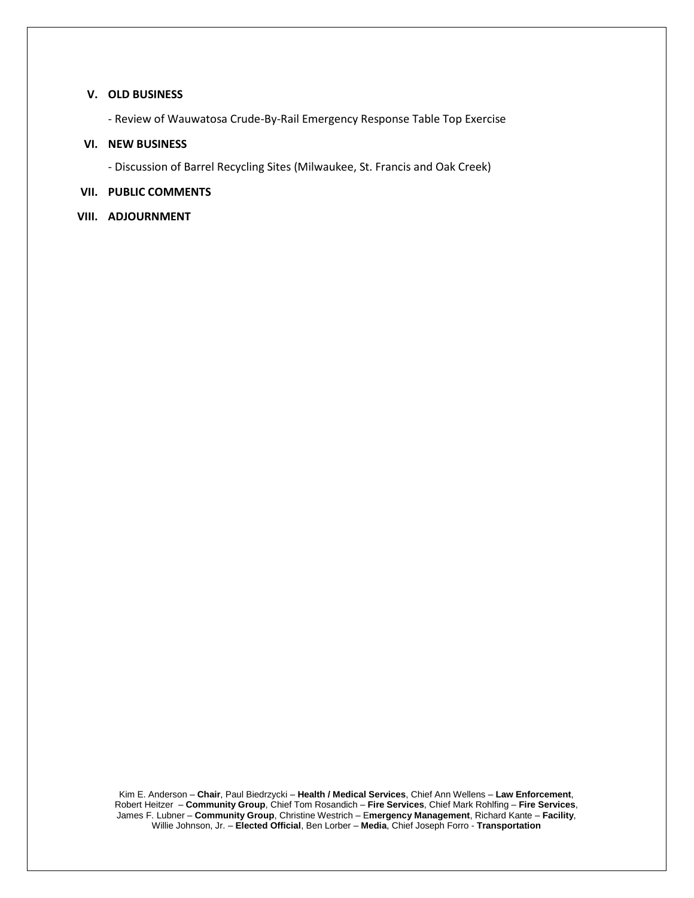## V. OLD BUSINESS

- Review of Wauwatosa Crude-By-Rail Emergency Response Table Top Exercise

## VI. NEW BUSINESS

- Discussion of Barrel Recycling Sites (Milwaukee, St. Francis and Oak Creek)

## VII. PUBLIC COMMENTS

## VIII. ADJOURNMENT

Kim E. Anderson – **Chair**, Paul Biedrzycki – **Health / Medical Services**, Chief Ann Wellens – **Law Enforcement**, Robert Heitzer – **Community Group**, Chief Tom Rosandich – **Fire Services**, Chief Mark Rohlfing – **Fire Services**, James F. Lubner – **Community Group**, Christine Westrich – **Emergency Management**, Richard Kante – **Facility**, Willie Johnson, Jr. – **Elected Official**, Ben Lorber – **Media**, Chief Joseph Forro - **Transportation**